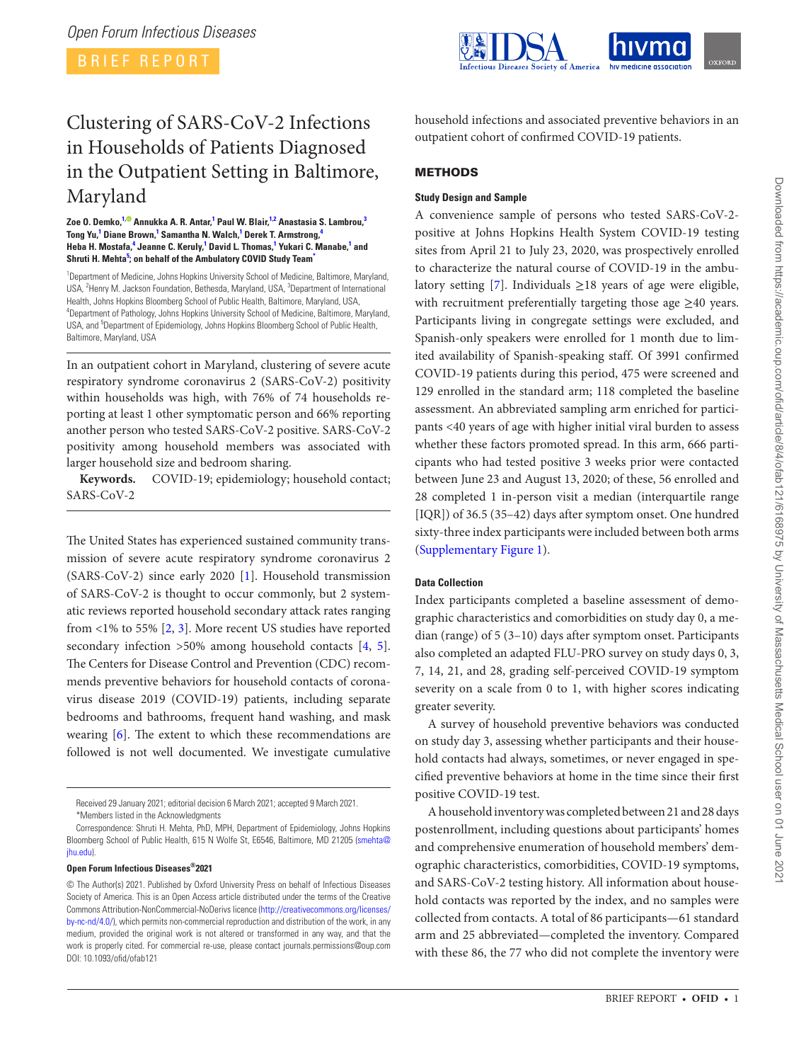BRIEF REPORT

# Clustering of SARS-CoV-2 Infections in Households of Patients Diagnosed in the Outpatient Setting in Baltimore, Maryland

**Zoe O. Demko,[1] Annukka A. R. Antar,[1] Paul W. Blair,[1,2] Anastasia S. Lambrou,[3] Tong Yu,[1] Diane Brown,[1] Samantha N. Walch,[1] Derek T. Armstrong,[4] Heba H. Mostafa,[4] Jeanne C. Keruly,[1] David L. Thomas,[1] Yukari C. Manabe,[1] and Shruti H. Mehta[5]; on behalf of the Ambulatory COVID Study Team***

[1]Department of Medicine, Johns Hopkins University School of Medicine, Baltimore, Maryland, USA, [2]Henry M. Jackson Foundation, Bethesda, Maryland, USA, [3]Department of International Health, Johns Hopkins Bloomberg School of Public Health, Baltimore, Maryland, USA, [4]Department of Pathology, Johns Hopkins University School of Medicine, Baltimore, Maryland, USA, and [5]Department of Epidemiology, Johns Hopkins Bloomberg School of Public Health, Baltimore, Maryland, USA

In an outpatient cohort in Maryland, clustering of severe acute respiratory syndrome coronavirus 2 (SARS-CoV-2) positivity within households was high, with 76% of 74 households reporting at least 1 other symptomatic person and 66% reporting another person who tested SARS-CoV-2 positive. SARS-CoV-2 positivity among household members was associated with larger household size and bedroom sharing.

**Keywords.** COVID-19; epidemiology; household contact; SARS-CoV-2

The United States has experienced sustained community transmission of severe acute respiratory syndrome coronavirus 2 (SARS-CoV-2) since early 2020 [1]. Household transmission of SARS-CoV-2 is thought to occur commonly, but 2 systematic reviews reported household secondary attack rates ranging from <1% to 55% [2, 3]. More recent US studies have reported secondary infection >50% among household contacts [4, 5]. The Centers for Disease Control and Prevention (CDC) recommends preventive behaviors for household contacts of coronavirus disease 2019 (COVID-19) patients, including separate bedrooms and bathrooms, frequent hand washing, and mask wearing [6]. The extent to which these recommendations are followed is not well documented. We investigate cumulative household infections and associated preventive behaviors in an outpatient cohort of confirmed COVID-19 patients.

Received 29 January 2021; editorial decision 6 March 2021; accepted 9 March 2021.

*Members listed in the Acknowledgments

Correspondence: Shruti H. Mehta, PhD, MPH, Department of Epidemiology, Johns Hopkins Bloomberg School of Public Health, 615 N Wolfe St, E6546, Baltimore, MD 21205 (smehta@jhu.edu).

**Open Forum Infectious Diseases®2021**

© The Author(s) 2021. Published by Oxford University Press on behalf of Infectious Diseases Society of America. This is an Open Access article distributed under the terms of the Creative Commons Attribution-NonCommercial-NoDerivs licence (http://creativecommons.org/licenses/by-nc-nd/4.0/), which permits non-commercial reproduction and distribution of the work, in any medium, provided the original work is not altered or transformed in any way, and that the work is properly cited. For commercial re-use, please contact journals.permissions@oup.com
DOI: 10.1093/ofid/ofab121

## METHODS

### Study Design and Sample

A convenience sample of persons who tested SARS-CoV-2-positive at Johns Hopkins Health System COVID-19 testing sites from April 21 to July 23, 2020, was prospectively enrolled to characterize the natural course of COVID-19 in the ambulatory setting [7]. Individuals ≥18 years of age were eligible, with recruitment preferentially targeting those age ≥40 years. Participants living in congregate settings were excluded, and Spanish-only speakers were enrolled for 1 month due to limited availability of Spanish-speaking staff. Of 3991 confirmed COVID-19 patients during this period, 475 were screened and 129 enrolled in the standard arm; 118 completed the baseline assessment. An abbreviated sampling arm enriched for participants <40 years of age with higher initial viral burden to assess whether these factors promoted spread. In this arm, 666 participants who had tested positive 3 weeks prior were contacted between June 23 and August 13, 2020; of these, 56 enrolled and 28 completed 1 in-person visit a median (interquartile range [IQR]) of 36.5 (35–42) days after symptom onset. One hundred sixty-three index participants were included between both arms (Supplementary Figure 1).

### Data Collection

Index participants completed a baseline assessment of demographic characteristics and comorbidities on study day 0, a median (range) of 5 (3–10) days after symptom onset. Participants also completed an adapted FLU-PRO survey on study days 0, 3, 7, 14, 21, and 28, grading self-perceived COVID-19 symptom severity on a scale from 0 to 1, with higher scores indicating greater severity.

A survey of household preventive behaviors was conducted on study day 3, assessing whether participants and their household contacts had always, sometimes, or never engaged in specified preventive behaviors at home in the time since their first positive COVID-19 test.

A household inventory was completed between 21 and 28 days postenrollment, including questions about participants' homes and comprehensive enumeration of household members' demographic characteristics, comorbidities, COVID-19 symptoms, and SARS-CoV-2 testing history. All information about household contacts was reported by the index, and no samples were collected from contacts. A total of 86 participants—61 standard arm and 25 abbreviated—completed the inventory. Compared with these 86, the 77 who did not complete the inventory were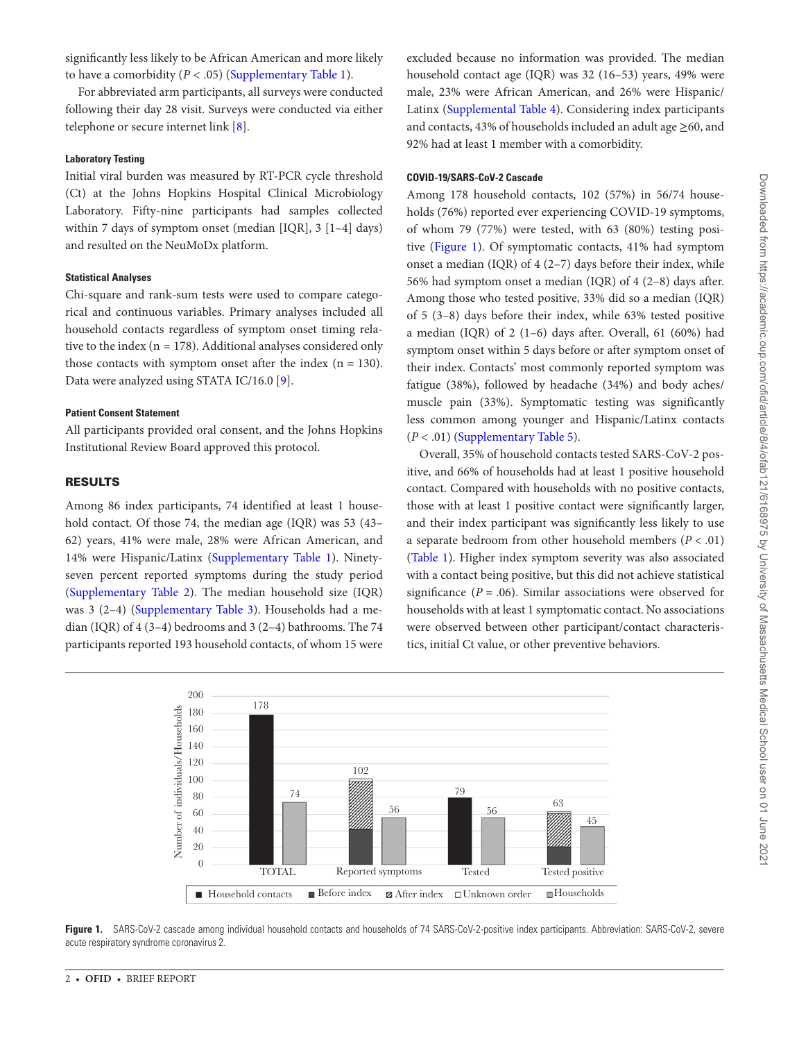significantly less likely to be African American and more likely to have a comorbidity ($P < .05$) (Supplementary Table 1).

For abbreviated arm participants, all surveys were conducted following their day 28 visit. Surveys were conducted via either telephone or secure internet link [8].

#### Laboratory Testing

Initial viral burden was measured by RT-PCR cycle threshold (Ct) at the Johns Hopkins Hospital Clinical Microbiology Laboratory. Fifty-nine participants had samples collected within 7 days of symptom onset (median [IQR], 3 [1–4] days) and resulted on the NeuMoDx platform.

#### Statistical Analyses

Chi-square and rank-sum tests were used to compare categorical and continuous variables. Primary analyses included all household contacts regardless of symptom onset timing relative to the index (n = 178). Additional analyses considered only those contacts with symptom onset after the index (n = 130). Data were analyzed using STATA IC/16.0 [9].

#### Patient Consent Statement

All participants provided oral consent, and the Johns Hopkins Institutional Review Board approved this protocol.

## RESULTS

Among 86 index participants, 74 identified at least 1 household contact. Of those 74, the median age (IQR) was 53 (43–62) years, 41% were male, 28% were African American, and 14% were Hispanic/Latinx (Supplementary Table 1). Ninety-seven percent reported symptoms during the study period (Supplementary Table 2). The median household size (IQR) was 3 (2–4) (Supplementary Table 3). Households had a median (IQR) of 4 (3–4) bedrooms and 3 (2–4) bathrooms. The 74 participants reported 193 household contacts, of whom 15 were excluded because no information was provided. The median household contact age (IQR) was 32 (16–53) years, 49% were male, 23% were African American, and 26% were Hispanic/Latinx (Supplemental Table 4). Considering index participants and contacts, 43% of households included an adult age ≥60, and 92% had at least 1 member with a comorbidity.

#### COVID-19/SARS-CoV-2 Cascade

Among 178 household contacts, 102 (57%) in 56/74 households (76%) reported ever experiencing COVID-19 symptoms, of whom 79 (77%) were tested, with 63 (80%) testing positive (Figure 1). Of symptomatic contacts, 41% had symptom onset a median (IQR) of 4 (2–7) days before their index, while 56% had symptom onset a median (IQR) of 4 (2–8) days after. Among those who tested positive, 33% did so a median (IQR) of 5 (3–8) days before their index, while 63% tested positive a median (IQR) of 2 (1–6) days after. Overall, 61 (60%) had symptom onset within 5 days before or after symptom onset of their index. Contacts' most commonly reported symptom was fatigue (38%), followed by headache (34%) and body aches/muscle pain (33%). Symptomatic testing was significantly less common among younger and Hispanic/Latinx contacts ($P < .01$) (Supplementary Table 5).

Overall, 35% of household contacts tested SARS-CoV-2 positive, and 66% of households had at least 1 positive household contact. Compared with households with no positive contacts, those with at least 1 positive contact were significantly larger, and their index participant was significantly less likely to use a separate bedroom from other household members ($P < .01$) (Table 1). Higher index symptom severity was also associated with a contact being positive, but this did not achieve statistical significance ($P = .06$). Similar associations were observed for households with at least 1 symptomatic contact. No associations were observed between other participant/contact characteristics, initial Ct value, or other preventive behaviors.

**Figure 1.** SARS-CoV-2 cascade among individual household contacts and households of 74 SARS-CoV-2-positive index participants. Abbreviation: SARS-CoV-2, severe acute respiratory syndrome coronavirus 2.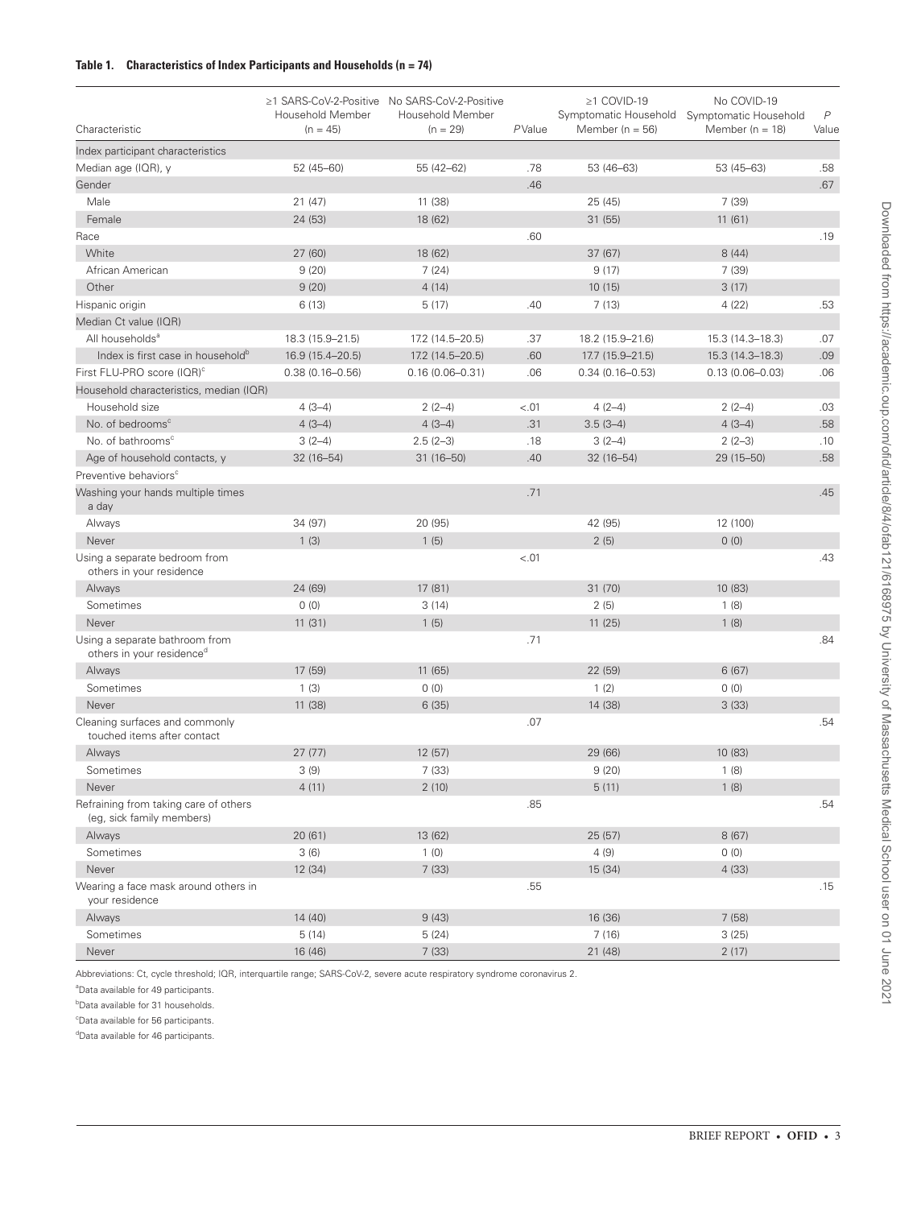**Table 1. Characteristics of Index Participants and Households (n = 74)**

| Characteristic | ≥1 SARS-CoV-2-Positive Household Member (n = 45) | No SARS-CoV-2-Positive Household Member (n = 29) | *P* Value | ≥1 COVID-19 Symptomatic Household Member (n = 56) | No COVID-19 Symptomatic Household Member (n = 18) | *P* Value |
|---|---|---|---|---|---|---|
| Index participant characteristics | | | | | | |
| Median age (IQR), y | 52 (45–60) | 55 (42–62) | .78 | 53 (46–63) | 53 (45–63) | .58 |
| Gender | | | .46 | | | .67 |
| Male | 21 (47) | 11 (38) | | 25 (45) | 7 (39) | |
| Female | 24 (53) | 18 (62) | | 31 (55) | 11 (61) | |
| Race | | | .60 | | | .19 |
| White | 27 (60) | 18 (62) | | 37 (67) | 8 (44) | |
| African American | 9 (20) | 7 (24) | | 9 (17) | 7 (39) | |
| Other | 9 (20) | 4 (14) | | 10 (15) | 3 (17) | |
| Hispanic origin | 6 (13) | 5 (17) | .40 | 7 (13) | 4 (22) | .53 |
| Median Ct value (IQR) | | | | | | |
| All households[a] | 18.3 (15.9–21.5) | 17.2 (14.5–20.5) | .37 | 18.2 (15.9–21.6) | 15.3 (14.3–18.3) | .07 |
| Index is first case in household[b] | 16.9 (15.4–20.5) | 17.2 (14.5–20.5) | .60 | 17.7 (15.9–21.5) | 15.3 (14.3–18.3) | .09 |
| First FLU-PRO score (IQR)[c] | 0.38 (0.16–0.56) | 0.16 (0.06–0.31) | .06 | 0.34 (0.16–0.53) | 0.13 (0.06–0.03) | .06 |
| Household characteristics, median (IQR) | | | | | | |
| Household size | 4 (3–4) | 2 (2–4) | <.01 | 4 (2–4) | 2 (2–4) | .03 |
| No. of bedrooms[c] | 4 (3–4) | 4 (3–4) | .31 | 3.5 (3–4) | 4 (3–4) | .58 |
| No. of bathrooms[c] | 3 (2–4) | 2.5 (2–3) | .18 | 3 (2–4) | 2 (2–3) | .10 |
| Age of household contacts, y | 32 (16–54) | 31 (16–50) | .40 | 32 (16–54) | 29 (15–50) | .58 |
| Preventive behaviors[c] | | | | | | |
| Washing your hands multiple times a day | | | .71 | | | .45 |
| Always | 34 (97) | 20 (95) | | 42 (95) | 12 (100) | |
| Never | 1 (3) | 1 (5) | | 2 (5) | 0 (0) | |
| Using a separate bedroom from others in your residence | | | <.01 | | | .43 |
| Always | 24 (69) | 17 (81) | | 31 (70) | 10 (83) | |
| Sometimes | 0 (0) | 3 (14) | | 2 (5) | 1 (8) | |
| Never | 11 (31) | 1 (5) | | 11 (25) | 1 (8) | |
| Using a separate bathroom from others in your residence[d] | | | .71 | | | .84 |
| Always | 17 (59) | 11 (65) | | 22 (59) | 6 (67) | |
| Sometimes | 1 (3) | 0 (0) | | 1 (2) | 0 (0) | |
| Never | 11 (38) | 6 (35) | | 14 (38) | 3 (33) | |
| Cleaning surfaces and commonly touched items after contact | | | .07 | | | .54 |
| Always | 27 (77) | 12 (57) | | 29 (66) | 10 (83) | |
| Sometimes | 3 (9) | 7 (33) | | 9 (20) | 1 (8) | |
| Never | 4 (11) | 2 (10) | | 5 (11) | 1 (8) | |
| Refraining from taking care of others (eg, sick family members) | | | .85 | | | .54 |
| Always | 20 (61) | 13 (62) | | 25 (57) | 8 (67) | |
| Sometimes | 3 (6) | 1 (0) | | 4 (9) | 0 (0) | |
| Never | 12 (34) | 7 (33) | | 15 (34) | 4 (33) | |
| Wearing a face mask around others in your residence | | | .55 | | | .15 |
| Always | 14 (40) | 9 (43) | | 16 (36) | 7 (58) | |
| Sometimes | 5 (14) | 5 (24) | | 7 (16) | 3 (25) | |
| Never | 16 (46) | 7 (33) | | 21 (48) | 2 (17) | |

Abbreviations: Ct, cycle threshold; IQR, interquartile range; SARS-CoV-2, severe acute respiratory syndrome coronavirus 2.

[a]Data available for 49 participants.

[b]Data available for 31 households.

[c]Data available for 56 participants.

[d]Data available for 46 participants.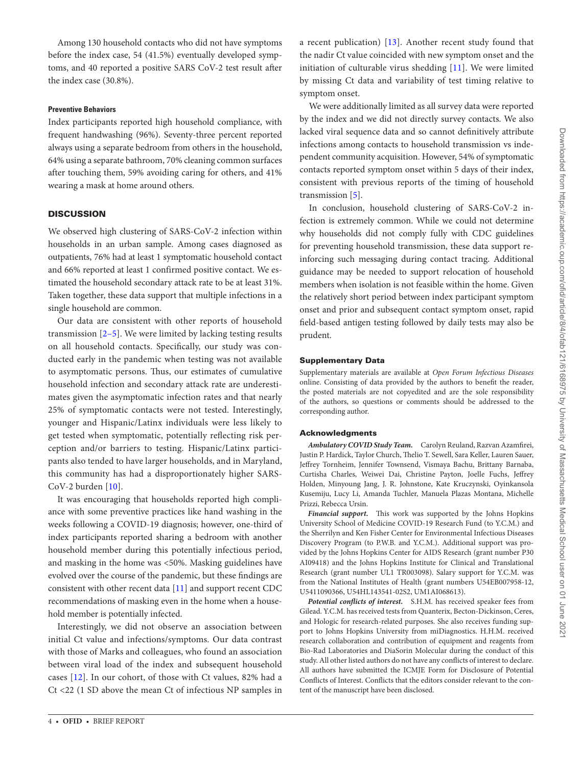Among 130 household contacts who did not have symptoms before the index case, 54 (41.5%) eventually developed symptoms, and 40 reported a positive SARS CoV-2 test result after the index case (30.8%).

#### Preventive Behaviors

Index participants reported high household compliance, with frequent handwashing (96%). Seventy-three percent reported always using a separate bedroom from others in the household, 64% using a separate bathroom, 70% cleaning common surfaces after touching them, 59% avoiding caring for others, and 41% wearing a mask at home around others.

## DISCUSSION

We observed high clustering of SARS-CoV-2 infection within households in an urban sample. Among cases diagnosed as outpatients, 76% had at least 1 symptomatic household contact and 66% reported at least 1 confirmed positive contact. We estimated the household secondary attack rate to be at least 31%. Taken together, these data support that multiple infections in a single household are common.

Our data are consistent with other reports of household transmission [2–5]. We were limited by lacking testing results on all household contacts. Specifically, our study was conducted early in the pandemic when testing was not available to asymptomatic persons. Thus, our estimates of cumulative household infection and secondary attack rate are underestimates given the asymptomatic infection rates and that nearly 25% of symptomatic contacts were not tested. Interestingly, younger and Hispanic/Latinx individuals were less likely to get tested when symptomatic, potentially reflecting risk perception and/or barriers to testing. Hispanic/Latinx participants also tended to have larger households, and in Maryland, this community has had a disproportionately higher SARS-CoV-2 burden [10].

It was encouraging that households reported high compliance with some preventive practices like hand washing in the weeks following a COVID-19 diagnosis; however, one-third of index participants reported sharing a bedroom with another household member during this potentially infectious period, and masking in the home was <50%. Masking guidelines have evolved over the course of the pandemic, but these findings are consistent with other recent data [11] and support recent CDC recommendations of masking even in the home when a household member is potentially infected.

Interestingly, we did not observe an association between initial Ct value and infections/symptoms. Our data contrast with those of Marks and colleagues, who found an association between viral load of the index and subsequent household cases [12]. In our cohort, of those with Ct values, 82% had a Ct <22 (1 SD above the mean Ct of infectious NP samples in a recent publication) [13]. Another recent study found that the nadir Ct value coincided with new symptom onset and the initiation of culturable virus shedding [11]. We were limited by missing Ct data and variability of test timing relative to symptom onset.

We were additionally limited as all survey data were reported by the index and we did not directly survey contacts. We also lacked viral sequence data and so cannot definitively attribute infections among contacts to household transmission vs independent community acquisition. However, 54% of symptomatic contacts reported symptom onset within 5 days of their index, consistent with previous reports of the timing of household transmission [5].

In conclusion, household clustering of SARS-CoV-2 infection is extremely common. While we could not determine why households did not comply fully with CDC guidelines for preventing household transmission, these data support reinforcing such messaging during contact tracing. Additional guidance may be needed to support relocation of household members when isolation is not feasible within the home. Given the relatively short period between index participant symptom onset and prior and subsequent contact symptom onset, rapid field-based antigen testing followed by daily tests may also be prudent.

### Supplementary Data

Supplementary materials are available at *Open Forum Infectious Diseases* online. Consisting of data provided by the authors to benefit the reader, the posted materials are not copyedited and are the sole responsibility of the authors, so questions or comments should be addressed to the corresponding author.

### Acknowledgments

***Ambulatory COVID Study Team.*** Carolyn Reuland, Razvan Azamfirei, Justin P. Hardick, Taylor Church, Thelio T. Sewell, Sara Keller, Lauren Sauer, Jeffrey Tornheim, Jennifer Townsend, Vismaya Bachu, Brittany Barnaba, Curtisha Charles, Weiwei Dai, Christine Payton, Joelle Fuchs, Jeffrey Holden, Minyoung Jang, J. R. Johnstone, Kate Kruczynski, Oyinkansola Kusemiju, Lucy Li, Amanda Tuchler, Manuela Plazas Montana, Michelle Prizzi, Rebecca Ursin.

***Financial support.*** This work was supported by the Johns Hopkins University School of Medicine COVID-19 Research Fund (to Y.C.M.) and the Sherrilyn and Ken Fisher Center for Environmental Infectious Diseases Discovery Program (to P.W.B. and Y.C.M.). Additional support was provided by the Johns Hopkins Center for AIDS Research (grant number P30 AI09418) and the Johns Hopkins Institute for Clinical and Translational Research (grant number UL1 TR003098). Salary support for Y.C.M. was from the National Institutes of Health (grant numbers U54EB007958-12, U5411090366, U54HL143541-02S2, UM1AI068613).

***Potential conflicts of interest.*** S.H.M. has received speaker fees from Gilead. Y.C.M. has received tests from Quanterix, Becton-Dickinson, Ceres, and Hologic for research-related purposes. She also receives funding support to Johns Hopkins University from miDiagnostics. H.H.M. received research collaboration and contribution of equipment and reagents from Bio-Rad Laboratories and DiaSorin Molecular during the conduct of this study. All other listed authors do not have any conflicts of interest to declare. All authors have submitted the ICMJE Form for Disclosure of Potential Conflicts of Interest. Conflicts that the editors consider relevant to the content of the manuscript have been disclosed.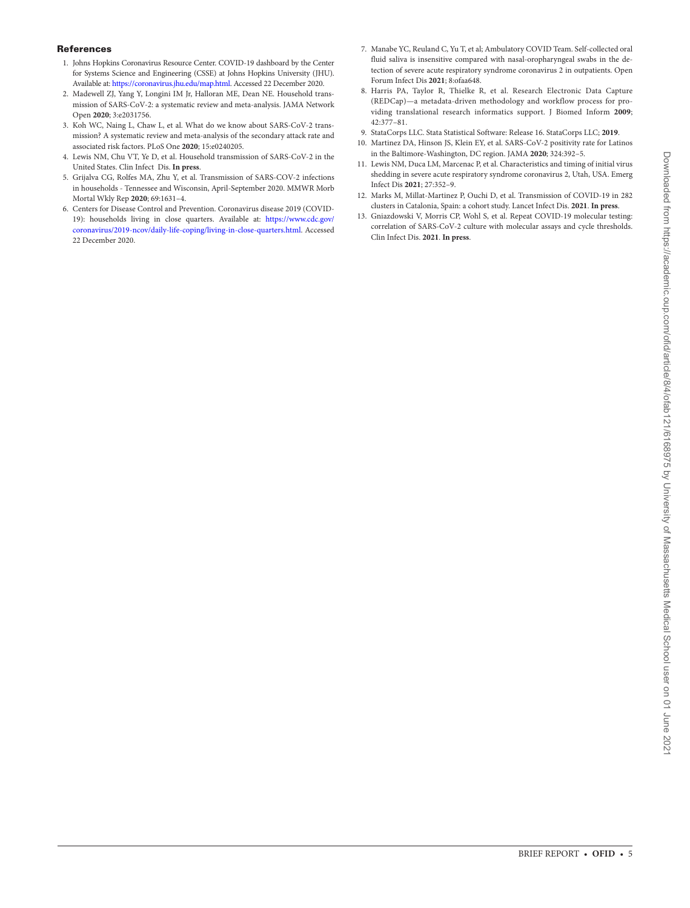## References

1. Johns Hopkins Coronavirus Resource Center. COVID-19 dashboard by the Center for Systems Science and Engineering (CSSE) at Johns Hopkins University (JHU). Available at: https://coronavirus.jhu.edu/map.html. Accessed 22 December 2020.
2. Madewell ZJ, Yang Y, Longini IM Jr, Halloran ME, Dean NE. Household transmission of SARS-CoV-2: a systematic review and meta-analysis. JAMA Network Open **2020**; 3:e2031756.
3. Koh WC, Naing L, Chaw L, et al. What do we know about SARS-CoV-2 transmission? A systematic review and meta-analysis of the secondary attack rate and associated risk factors. PLoS One **2020**; 15:e0240205.
4. Lewis NM, Chu VT, Ye D, et al. Household transmission of SARS-CoV-2 in the United States. Clin Infect Dis. **In press**.
5. Grijalva CG, Rolfes MA, Zhu Y, et al. Transmission of SARS-COV-2 infections in households - Tennessee and Wisconsin, April-September 2020. MMWR Morb Mortal Wkly Rep **2020**; 69:1631–4.
6. Centers for Disease Control and Prevention. Coronavirus disease 2019 (COVID-19): households living in close quarters. Available at: https://www.cdc.gov/coronavirus/2019-ncov/daily-life-coping/living-in-close-quarters.html. Accessed 22 December 2020.
7. Manabe YC, Reuland C, Yu T, et al; Ambulatory COVID Team. Self-collected oral fluid saliva is insensitive compared with nasal-oropharyngeal swabs in the detection of severe acute respiratory syndrome coronavirus 2 in outpatients. Open Forum Infect Dis **2021**; 8:ofaa648.
8. Harris PA, Taylor R, Thielke R, et al. Research Electronic Data Capture (REDCap)—a metadata-driven methodology and workflow process for providing translational research informatics support. J Biomed Inform **2009**; 42:377–81.
9. StataCorps LLC. Stata Statistical Software: Release 16. StataCorps LLC; **2019**.
10. Martinez DA, Hinson JS, Klein EY, et al. SARS-CoV-2 positivity rate for Latinos in the Baltimore-Washington, DC region. JAMA **2020**; 324:392–5.
11. Lewis NM, Duca LM, Marcenac P, et al. Characteristics and timing of initial virus shedding in severe acute respiratory syndrome coronavirus 2, Utah, USA. Emerg Infect Dis **2021**; 27:352–9.
12. Marks M, Millat-Martinez P, Ouchi D, et al. Transmission of COVID-19 in 282 clusters in Catalonia, Spain: a cohort study. Lancet Infect Dis. **2021**. **In press**.
13. Gniazdowski V, Morris CP, Wohl S, et al. Repeat COVID-19 molecular testing: correlation of SARS-CoV-2 culture with molecular assays and cycle thresholds. Clin Infect Dis. **2021**. **In press**.